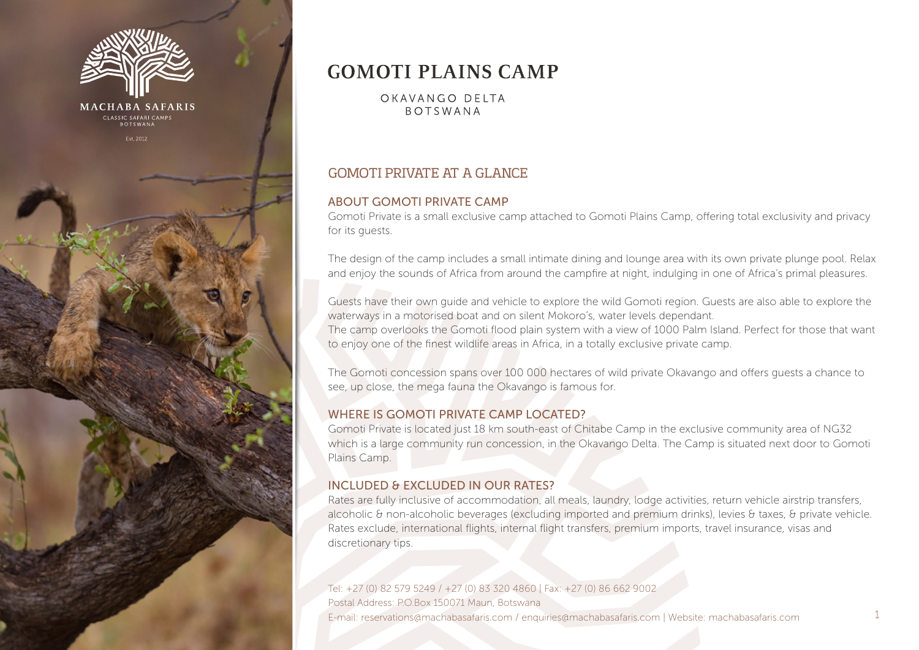MACHABA SAFARIS
CLASSIC SAFARI CAMPS
BOTSWANA
Est. 2012

# GOMOTI PLAINS CAMP

OKAVANGO DELTA
BOTSWANA

## GOMOTI PRIVATE AT A GLANCE

### ABOUT GOMOTI PRIVATE CAMP

Gomoti Private is a small exclusive camp attached to Gomoti Plains Camp, offering total exclusivity and privacy for its guests.

The design of the camp includes a small intimate dining and lounge area with its own private plunge pool. Relax and enjoy the sounds of Africa from around the campfire at night, indulging in one of Africa's primal pleasures.

Guests have their own guide and vehicle to explore the wild Gomoti region. Guests are also able to explore the waterways in a motorised boat and on silent Mokoro's, water levels dependant.
The camp overlooks the Gomoti flood plain system with a view of 1000 Palm Island. Perfect for those that want to enjoy one of the finest wildlife areas in Africa, in a totally exclusive private camp.

The Gomoti concession spans over 100 000 hectares of wild private Okavango and offers guests a chance to see, up close, the mega fauna the Okavango is famous for.

### WHERE IS GOMOTI PRIVATE CAMP LOCATED?

Gomoti Private is located just 18 km south-east of Chitabe Camp in the exclusive community area of NG32 which is a large community run concession, in the Okavango Delta. The Camp is situated next door to Gomoti Plains Camp.

### INCLUDED & EXCLUDED IN OUR RATES?

Rates are fully inclusive of accommodation, all meals, laundry, lodge activities, return vehicle airstrip transfers, alcoholic & non-alcoholic beverages (excluding imported and premium drinks), levies & taxes, & private vehicle. Rates exclude, international flights, internal flight transfers, premium imports, travel insurance, visas and discretionary tips.

Tel: +27 (0) 82 579 5249 / +27 (0) 83 320 4860 | Fax: +27 (0) 86 662 9002
Postal Address: P.O.Box 150071 Maun, Botswana
E-mail: reservations@machabasafaris.com / enquiries@machabasafaris.com | Website: machabasafaris.com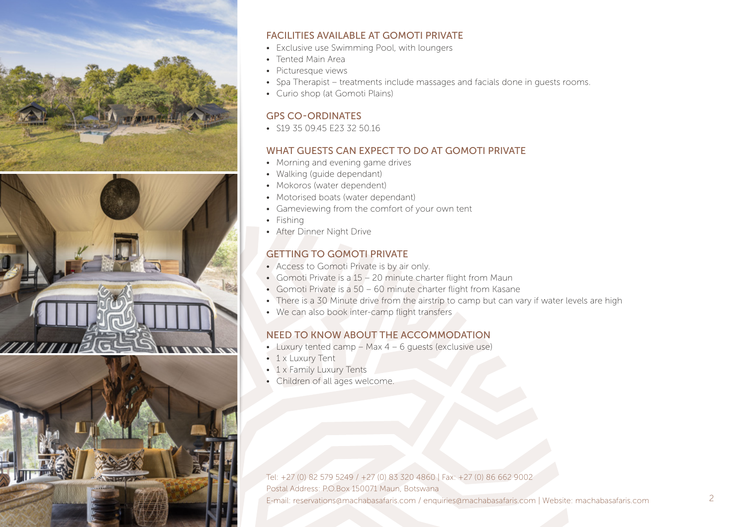## FACILITIES AVAILABLE AT GOMOTI PRIVATE

- Exclusive use Swimming Pool, with loungers
- Tented Main Area
- Picturesque views
- Spa Therapist – treatments include massages and facials done in guests rooms.
- Curio shop (at Gomoti Plains)

## GPS CO-ORDINATES

- S19 35 09.45 E23 32 50.16

## WHAT GUESTS CAN EXPECT TO DO AT GOMOTI PRIVATE

- Morning and evening game drives
- Walking (guide dependant)
- Mokoros (water dependent)
- Motorised boats (water dependant)
- Gameviewing from the comfort of your own tent
- Fishing
- After Dinner Night Drive

## GETTING TO GOMOTI PRIVATE

- Access to Gomoti Private is by air only.
- Gomoti Private is a 15 – 20 minute charter flight from Maun
- Gomoti Private is a 50 – 60 minute charter flight from Kasane
- There is a 30 Minute drive from the airstrip to camp but can vary if water levels are high
- We can also book inter-camp flight transfers

## NEED TO KNOW ABOUT THE ACCOMMODATION

- Luxury tented camp – Max 4 – 6 guests (exclusive use)
- 1 x Luxury Tent
- 1 x Family Luxury Tents
- Children of all ages welcome.

Tel: +27 (0) 82 579 5249 / +27 (0) 83 320 4860 | Fax: +27 (0) 86 662 9002
Postal Address: P.O.Box 150071 Maun, Botswana
E-mail: reservations@machabasafaris.com / enquiries@machabasafaris.com | Website: machabasafaris.com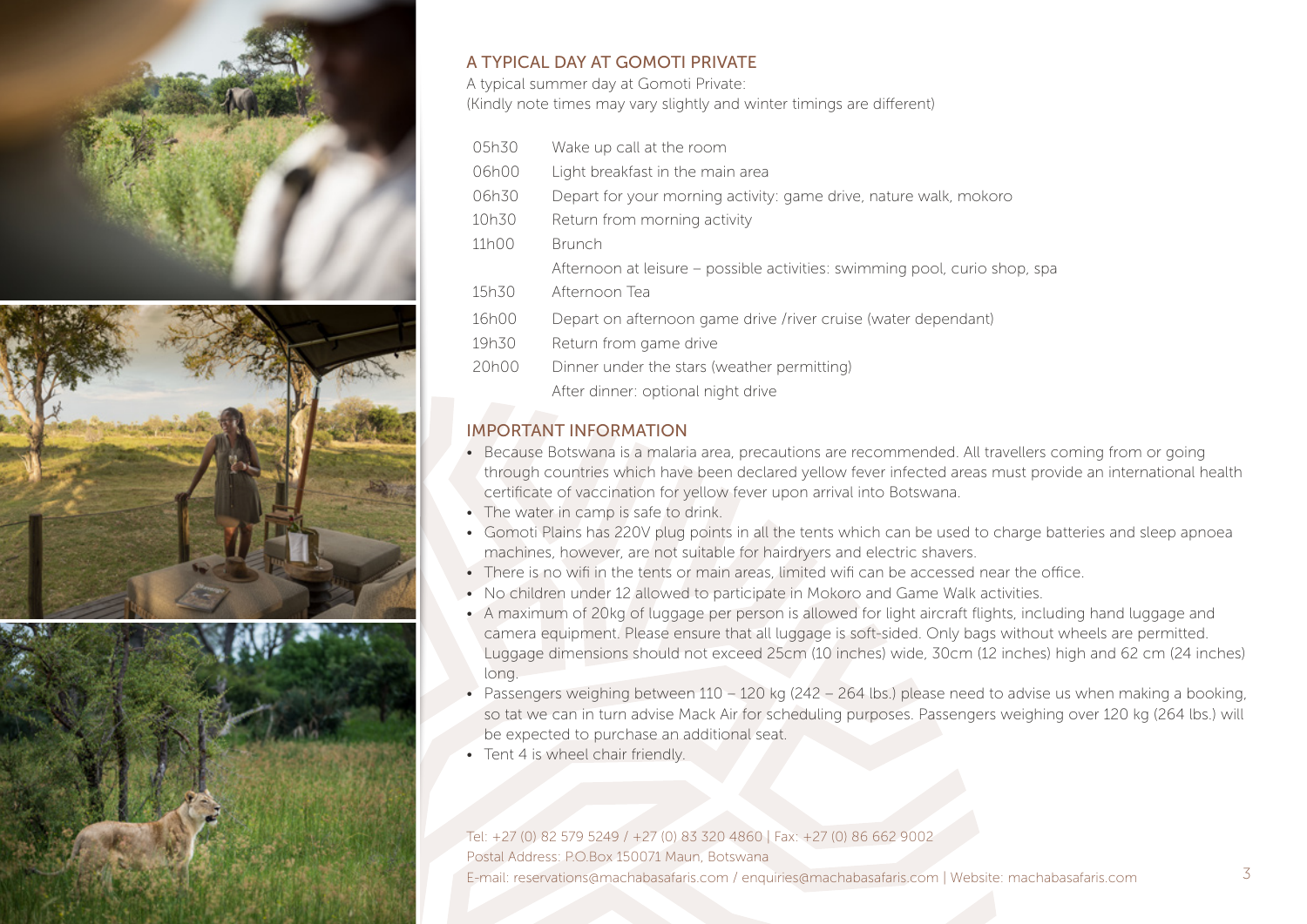## A TYPICAL DAY AT GOMOTI PRIVATE

A typical summer day at Gomoti Private:
(Kindly note times may vary slightly and winter timings are different)

| | |
|---|---|
| 05h30 | Wake up call at the room |
| 06h00 | Light breakfast in the main area |
| 06h30 | Depart for your morning activity: game drive, nature walk, mokoro |
| 10h30 | Return from morning activity |
| 11h00 | Brunch |
| | Afternoon at leisure – possible activities: swimming pool, curio shop, spa |
| 15h30 | Afternoon Tea |
| 16h00 | Depart on afternoon game drive /river cruise (water dependant) |
| 19h30 | Return from game drive |
| 20h00 | Dinner under the stars (weather permitting) |
| | After dinner: optional night drive |

## IMPORTANT INFORMATION

- Because Botswana is a malaria area, precautions are recommended. All travellers coming from or going through countries which have been declared yellow fever infected areas must provide an international health certificate of vaccination for yellow fever upon arrival into Botswana.
- The water in camp is safe to drink.
- Gomoti Plains has 220V plug points in all the tents which can be used to charge batteries and sleep apnoea machines, however, are not suitable for hairdryers and electric shavers.
- There is no wifi in the tents or main areas, limited wifi can be accessed near the office.
- No children under 12 allowed to participate in Mokoro and Game Walk activities.
- A maximum of 20kg of luggage per person is allowed for light aircraft flights, including hand luggage and camera equipment. Please ensure that all luggage is soft-sided. Only bags without wheels are permitted. Luggage dimensions should not exceed 25cm (10 inches) wide, 30cm (12 inches) high and 62 cm (24 inches) long.
- Passengers weighing between 110 – 120 kg (242 – 264 lbs.) please need to advise us when making a booking, so tat we can in turn advise Mack Air for scheduling purposes. Passengers weighing over 120 kg (264 lbs.) will be expected to purchase an additional seat.
- Tent 4 is wheel chair friendly.

Tel: +27 (0) 82 579 5249 / +27 (0) 83 320 4860 | Fax: +27 (0) 86 662 9002
Postal Address: P.O.Box 150071 Maun, Botswana
E-mail: reservations@machabasafaris.com / enquiries@machabasafaris.com | Website: machabasafaris.com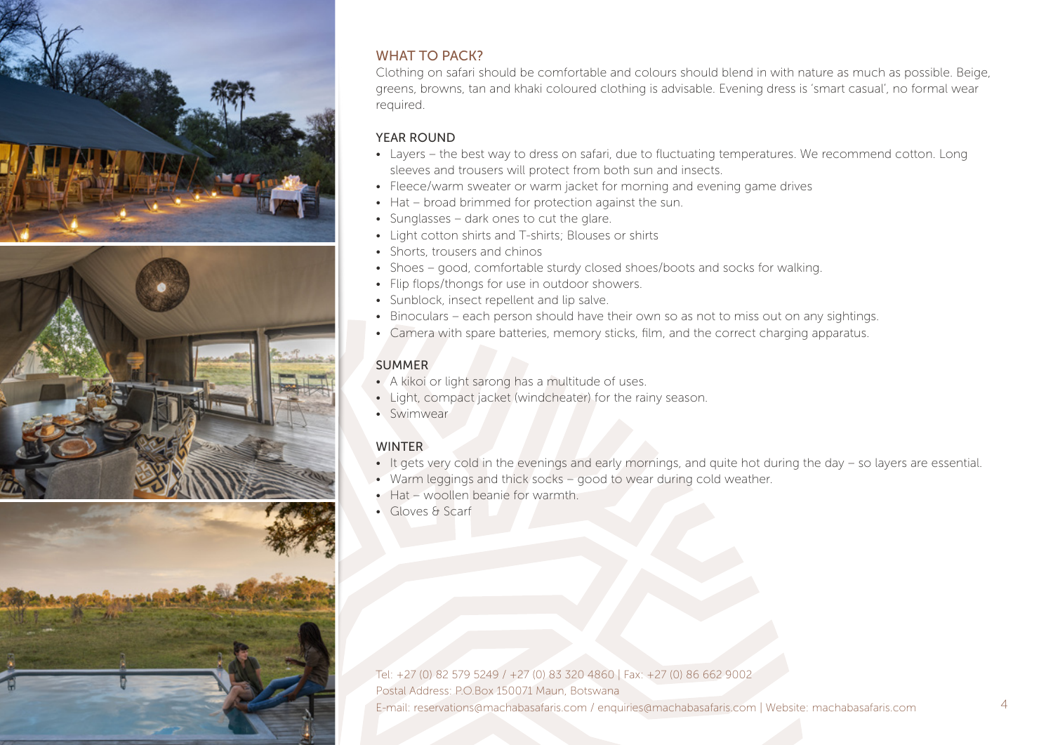## WHAT TO PACK?

Clothing on safari should be comfortable and colours should blend in with nature as much as possible. Beige, greens, browns, tan and khaki coloured clothing is advisable. Evening dress is 'smart casual', no formal wear required.

### YEAR ROUND

- Layers – the best way to dress on safari, due to fluctuating temperatures. We recommend cotton. Long sleeves and trousers will protect from both sun and insects.
- Fleece/warm sweater or warm jacket for morning and evening game drives
- Hat – broad brimmed for protection against the sun.
- Sunglasses – dark ones to cut the glare.
- Light cotton shirts and T-shirts; Blouses or shirts
- Shorts, trousers and chinos
- Shoes – good, comfortable sturdy closed shoes/boots and socks for walking.
- Flip flops/thongs for use in outdoor showers.
- Sunblock, insect repellent and lip salve.
- Binoculars – each person should have their own so as not to miss out on any sightings.
- Camera with spare batteries, memory sticks, film, and the correct charging apparatus.

### SUMMER

- A kikoi or light sarong has a multitude of uses.
- Light, compact jacket (windcheater) for the rainy season.
- Swimwear

### WINTER

- It gets very cold in the evenings and early mornings, and quite hot during the day – so layers are essential.
- Warm leggings and thick socks – good to wear during cold weather.
- Hat – woollen beanie for warmth.
- Gloves & Scarf

Tel: +27 (0) 82 579 5249 / +27 (0) 83 320 4860 | Fax: +27 (0) 86 662 9002
Postal Address: P.O.Box 150071 Maun, Botswana
E-mail: reservations@machabasafaris.com / enquiries@machabasafaris.com | Website: machabasafaris.com